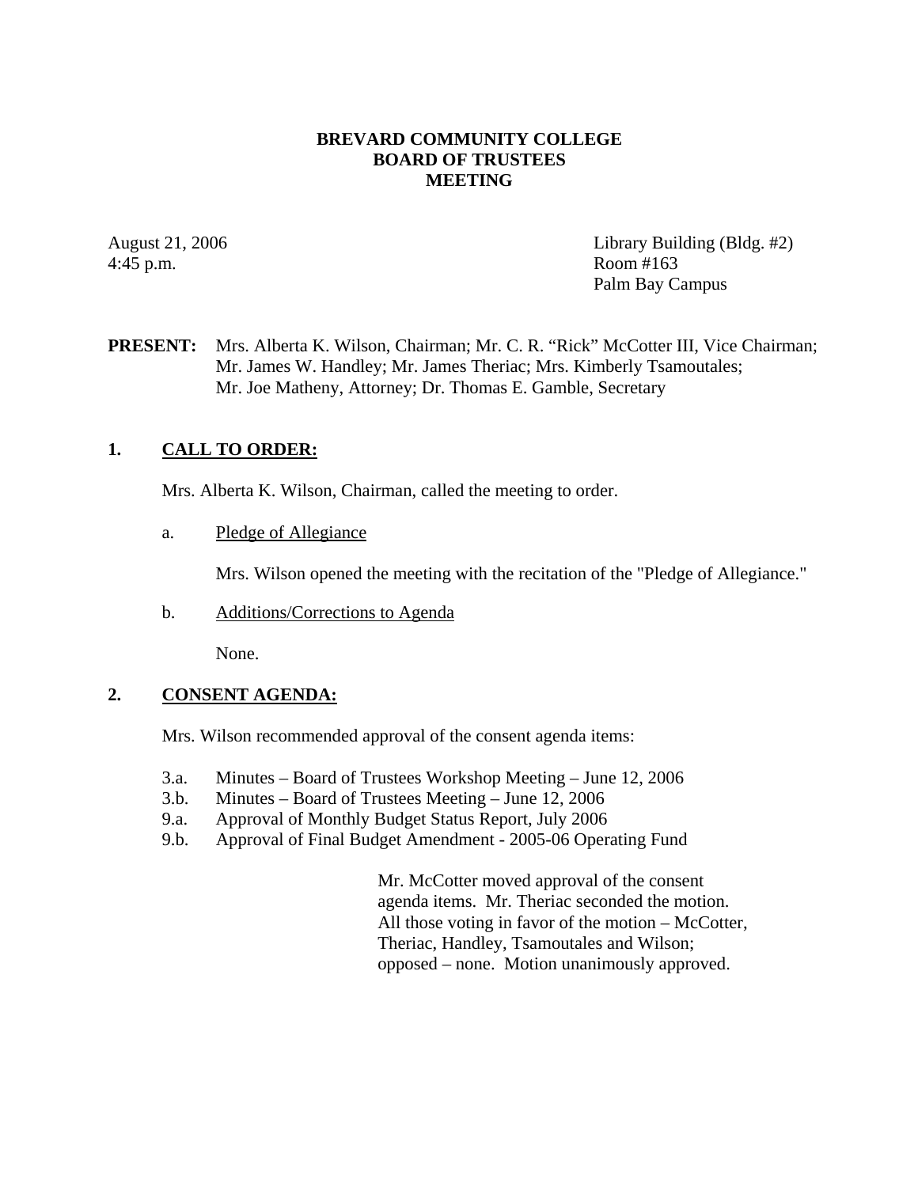# BREVARD COMMUNITY COLLEGE
# BOARD OF TRUSTEES
# MEETING

August 21, 2006
4:45 p.m.

Library Building (Bldg. #2)
Room #163
Palm Bay Campus

**PRESENT:** Mrs. Alberta K. Wilson, Chairman; Mr. C. R. "Rick" McCotter III, Vice Chairman; Mr. James W. Handley; Mr. James Theriac; Mrs. Kimberly Tsamoutales; Mr. Joe Matheny, Attorney; Dr. Thomas E. Gamble, Secretary

## 1. CALL TO ORDER:

Mrs. Alberta K. Wilson, Chairman, called the meeting to order.

a. Pledge of Allegiance

Mrs. Wilson opened the meeting with the recitation of the "Pledge of Allegiance."

b. Additions/Corrections to Agenda

None.

## 2. CONSENT AGENDA:

Mrs. Wilson recommended approval of the consent agenda items:

3.a. Minutes – Board of Trustees Workshop Meeting – June 12, 2006
3.b. Minutes – Board of Trustees Meeting – June 12, 2006
9.a. Approval of Monthly Budget Status Report, July 2006
9.b. Approval of Final Budget Amendment - 2005-06 Operating Fund

Mr. McCotter moved approval of the consent agenda items. Mr. Theriac seconded the motion. All those voting in favor of the motion – McCotter, Theriac, Handley, Tsamoutales and Wilson; opposed – none. Motion unanimously approved.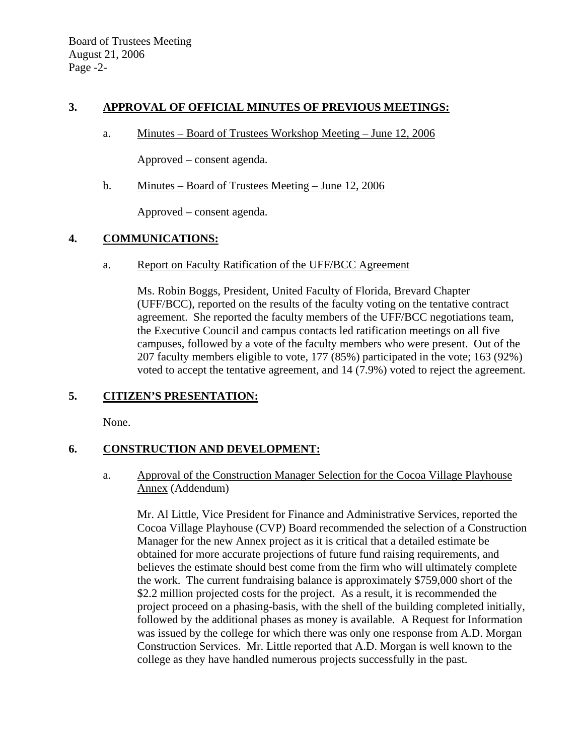## 3. APPROVAL OF OFFICIAL MINUTES OF PREVIOUS MEETINGS:

a. Minutes – Board of Trustees Workshop Meeting – June 12, 2006

Approved – consent agenda.

b. Minutes – Board of Trustees Meeting – June 12, 2006

Approved – consent agenda.

## 4. COMMUNICATIONS:

a. Report on Faculty Ratification of the UFF/BCC Agreement

Ms. Robin Boggs, President, United Faculty of Florida, Brevard Chapter (UFF/BCC), reported on the results of the faculty voting on the tentative contract agreement. She reported the faculty members of the UFF/BCC negotiations team, the Executive Council and campus contacts led ratification meetings on all five campuses, followed by a vote of the faculty members who were present. Out of the 207 faculty members eligible to vote, 177 (85%) participated in the vote; 163 (92%) voted to accept the tentative agreement, and 14 (7.9%) voted to reject the agreement.

## 5. CITIZEN'S PRESENTATION:

None.

## 6. CONSTRUCTION AND DEVELOPMENT:

a. Approval of the Construction Manager Selection for the Cocoa Village Playhouse Annex (Addendum)

Mr. Al Little, Vice President for Finance and Administrative Services, reported the Cocoa Village Playhouse (CVP) Board recommended the selection of a Construction Manager for the new Annex project as it is critical that a detailed estimate be obtained for more accurate projections of future fund raising requirements, and believes the estimate should best come from the firm who will ultimately complete the work. The current fundraising balance is approximately $759,000 short of the $2.2 million projected costs for the project. As a result, it is recommended the project proceed on a phasing-basis, with the shell of the building completed initially, followed by the additional phases as money is available. A Request for Information was issued by the college for which there was only one response from A.D. Morgan Construction Services. Mr. Little reported that A.D. Morgan is well known to the college as they have handled numerous projects successfully in the past.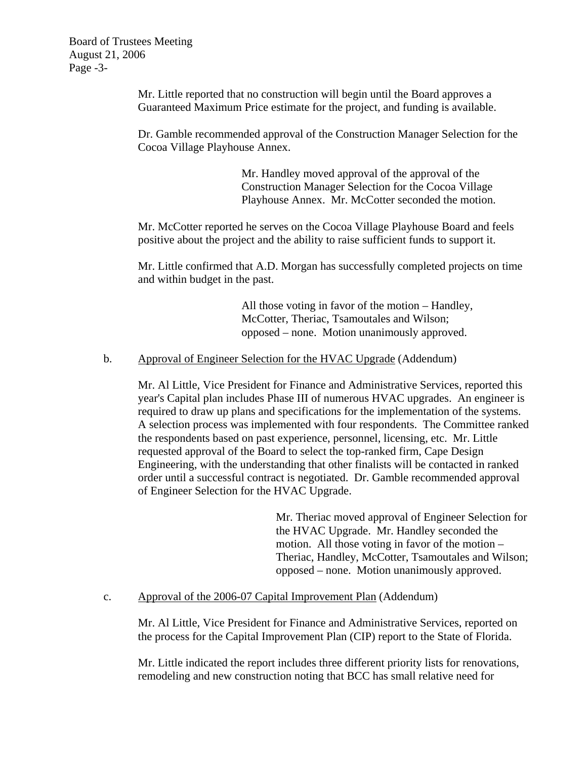Mr. Little reported that no construction will begin until the Board approves a Guaranteed Maximum Price estimate for the project, and funding is available.

Dr. Gamble recommended approval of the Construction Manager Selection for the Cocoa Village Playhouse Annex.

> Mr. Handley moved approval of the approval of the Construction Manager Selection for the Cocoa Village Playhouse Annex. Mr. McCotter seconded the motion.

Mr. McCotter reported he serves on the Cocoa Village Playhouse Board and feels positive about the project and the ability to raise sufficient funds to support it.

Mr. Little confirmed that A.D. Morgan has successfully completed projects on time and within budget in the past.

> All those voting in favor of the motion – Handley, McCotter, Theriac, Tsamoutales and Wilson; opposed – none. Motion unanimously approved.

b. Approval of Engineer Selection for the HVAC Upgrade (Addendum)

Mr. Al Little, Vice President for Finance and Administrative Services, reported this year's Capital plan includes Phase III of numerous HVAC upgrades. An engineer is required to draw up plans and specifications for the implementation of the systems. A selection process was implemented with four respondents. The Committee ranked the respondents based on past experience, personnel, licensing, etc. Mr. Little requested approval of the Board to select the top-ranked firm, Cape Design Engineering, with the understanding that other finalists will be contacted in ranked order until a successful contract is negotiated. Dr. Gamble recommended approval of Engineer Selection for the HVAC Upgrade.

> Mr. Theriac moved approval of Engineer Selection for the HVAC Upgrade. Mr. Handley seconded the motion. All those voting in favor of the motion – Theriac, Handley, McCotter, Tsamoutales and Wilson; opposed – none. Motion unanimously approved.

c. Approval of the 2006-07 Capital Improvement Plan (Addendum)

Mr. Al Little, Vice President for Finance and Administrative Services, reported on the process for the Capital Improvement Plan (CIP) report to the State of Florida.

Mr. Little indicated the report includes three different priority lists for renovations, remodeling and new construction noting that BCC has small relative need for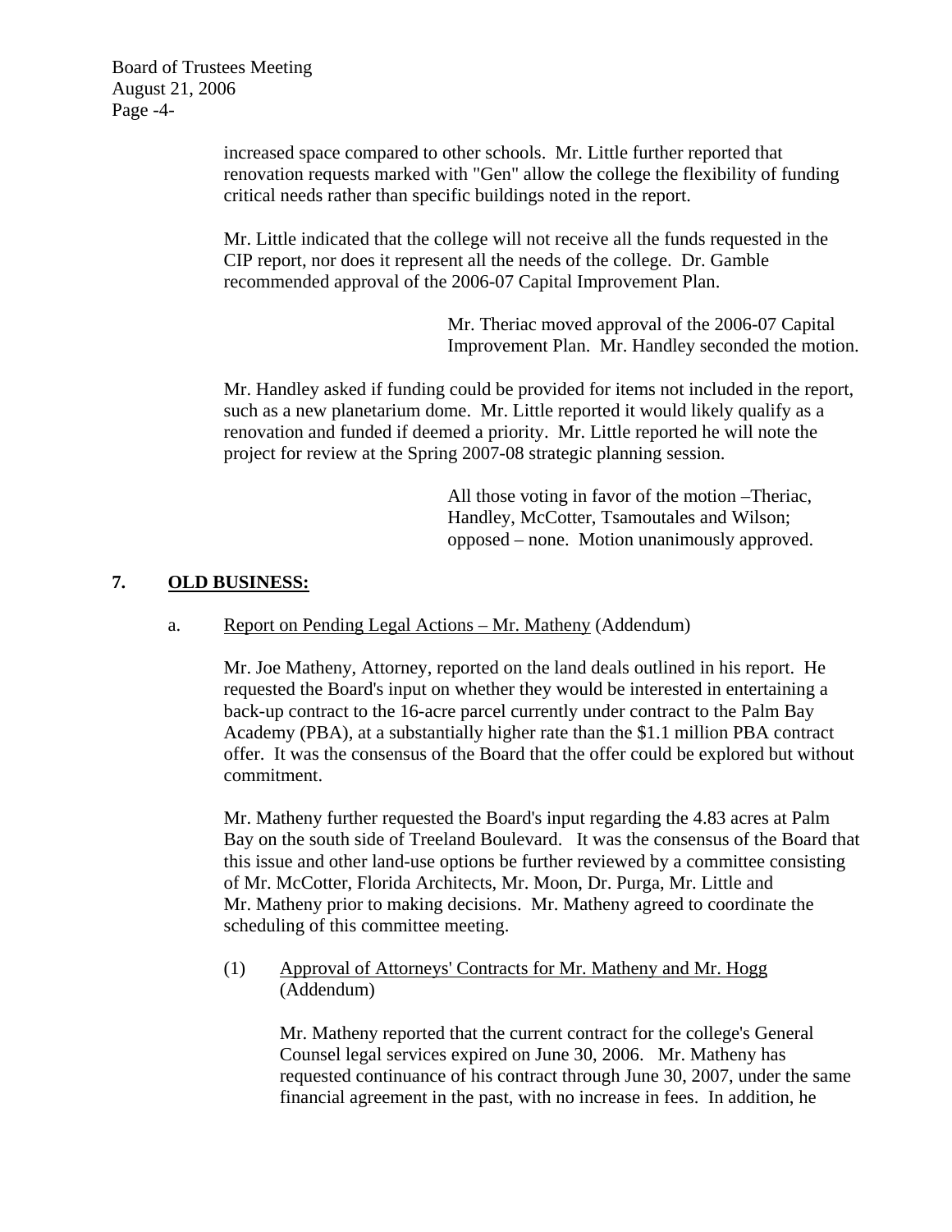increased space compared to other schools. Mr. Little further reported that renovation requests marked with "Gen" allow the college the flexibility of funding critical needs rather than specific buildings noted in the report.

Mr. Little indicated that the college will not receive all the funds requested in the CIP report, nor does it represent all the needs of the college. Dr. Gamble recommended approval of the 2006-07 Capital Improvement Plan.

> Mr. Theriac moved approval of the 2006-07 Capital Improvement Plan. Mr. Handley seconded the motion.

Mr. Handley asked if funding could be provided for items not included in the report, such as a new planetarium dome. Mr. Little reported it would likely qualify as a renovation and funded if deemed a priority. Mr. Little reported he will note the project for review at the Spring 2007-08 strategic planning session.

> All those voting in favor of the motion –Theriac, Handley, McCotter, Tsamoutales and Wilson; opposed – none. Motion unanimously approved.

## 7. OLD BUSINESS:

a. Report on Pending Legal Actions – Mr. Matheny (Addendum)

Mr. Joe Matheny, Attorney, reported on the land deals outlined in his report. He requested the Board's input on whether they would be interested in entertaining a back-up contract to the 16-acre parcel currently under contract to the Palm Bay Academy (PBA), at a substantially higher rate than the $1.1 million PBA contract offer. It was the consensus of the Board that the offer could be explored but without commitment.

Mr. Matheny further requested the Board's input regarding the 4.83 acres at Palm Bay on the south side of Treeland Boulevard. It was the consensus of the Board that this issue and other land-use options be further reviewed by a committee consisting of Mr. McCotter, Florida Architects, Mr. Moon, Dr. Purga, Mr. Little and Mr. Matheny prior to making decisions. Mr. Matheny agreed to coordinate the scheduling of this committee meeting.

(1) Approval of Attorneys' Contracts for Mr. Matheny and Mr. Hogg (Addendum)

Mr. Matheny reported that the current contract for the college's General Counsel legal services expired on June 30, 2006. Mr. Matheny has requested continuance of his contract through June 30, 2007, under the same financial agreement in the past, with no increase in fees. In addition, he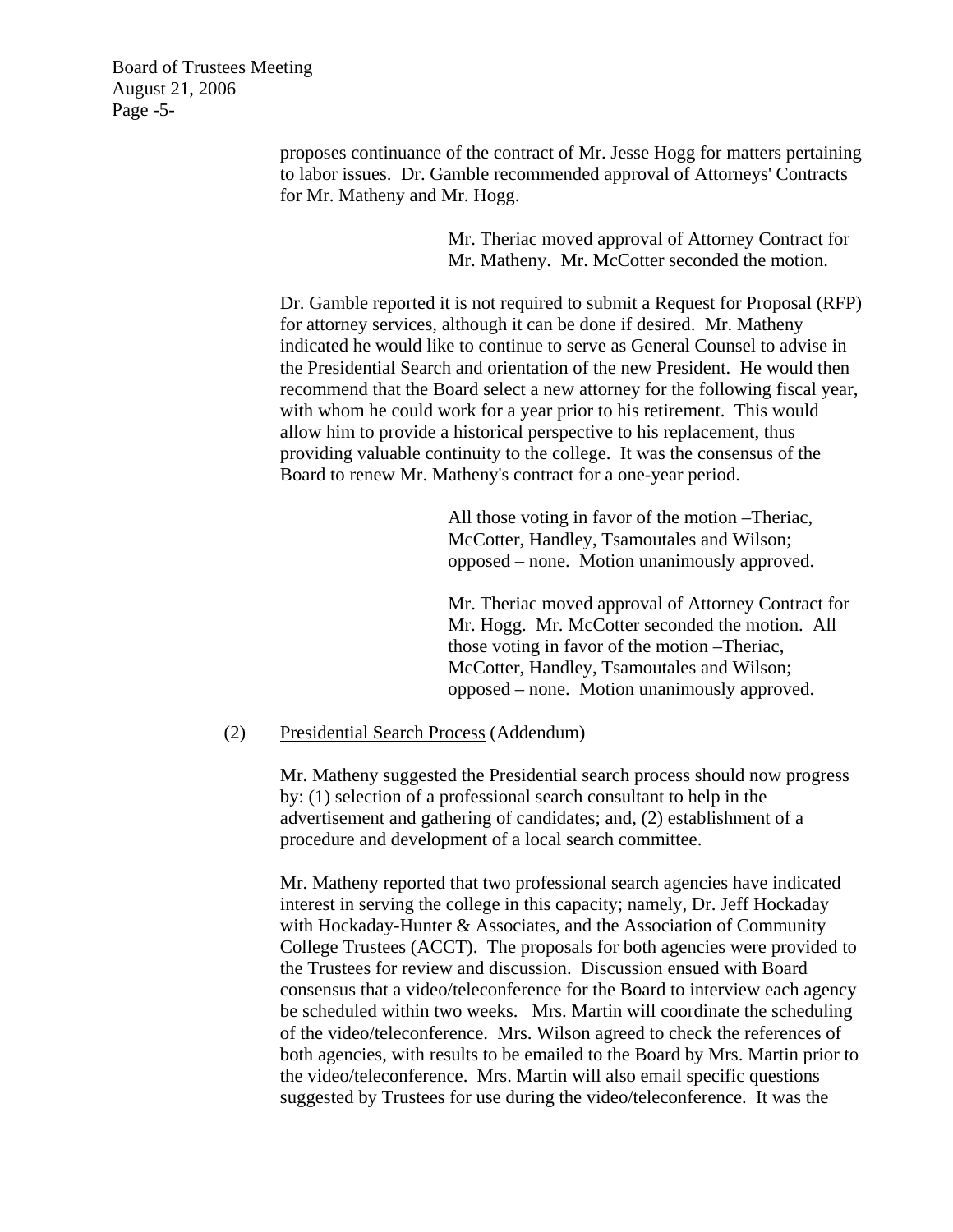proposes continuance of the contract of Mr. Jesse Hogg for matters pertaining to labor issues. Dr. Gamble recommended approval of Attorneys' Contracts for Mr. Matheny and Mr. Hogg.

> Mr. Theriac moved approval of Attorney Contract for Mr. Matheny. Mr. McCotter seconded the motion.

Dr. Gamble reported it is not required to submit a Request for Proposal (RFP) for attorney services, although it can be done if desired. Mr. Matheny indicated he would like to continue to serve as General Counsel to advise in the Presidential Search and orientation of the new President. He would then recommend that the Board select a new attorney for the following fiscal year, with whom he could work for a year prior to his retirement. This would allow him to provide a historical perspective to his replacement, thus providing valuable continuity to the college. It was the consensus of the Board to renew Mr. Matheny's contract for a one-year period.

> All those voting in favor of the motion –Theriac, McCotter, Handley, Tsamoutales and Wilson; opposed – none. Motion unanimously approved.

> Mr. Theriac moved approval of Attorney Contract for Mr. Hogg. Mr. McCotter seconded the motion. All those voting in favor of the motion –Theriac, McCotter, Handley, Tsamoutales and Wilson; opposed – none. Motion unanimously approved.

(2) Presidential Search Process (Addendum)

Mr. Matheny suggested the Presidential search process should now progress by: (1) selection of a professional search consultant to help in the advertisement and gathering of candidates; and, (2) establishment of a procedure and development of a local search committee.

Mr. Matheny reported that two professional search agencies have indicated interest in serving the college in this capacity; namely, Dr. Jeff Hockaday with Hockaday-Hunter & Associates, and the Association of Community College Trustees (ACCT). The proposals for both agencies were provided to the Trustees for review and discussion. Discussion ensued with Board consensus that a video/teleconference for the Board to interview each agency be scheduled within two weeks. Mrs. Martin will coordinate the scheduling of the video/teleconference. Mrs. Wilson agreed to check the references of both agencies, with results to be emailed to the Board by Mrs. Martin prior to the video/teleconference. Mrs. Martin will also email specific questions suggested by Trustees for use during the video/teleconference. It was the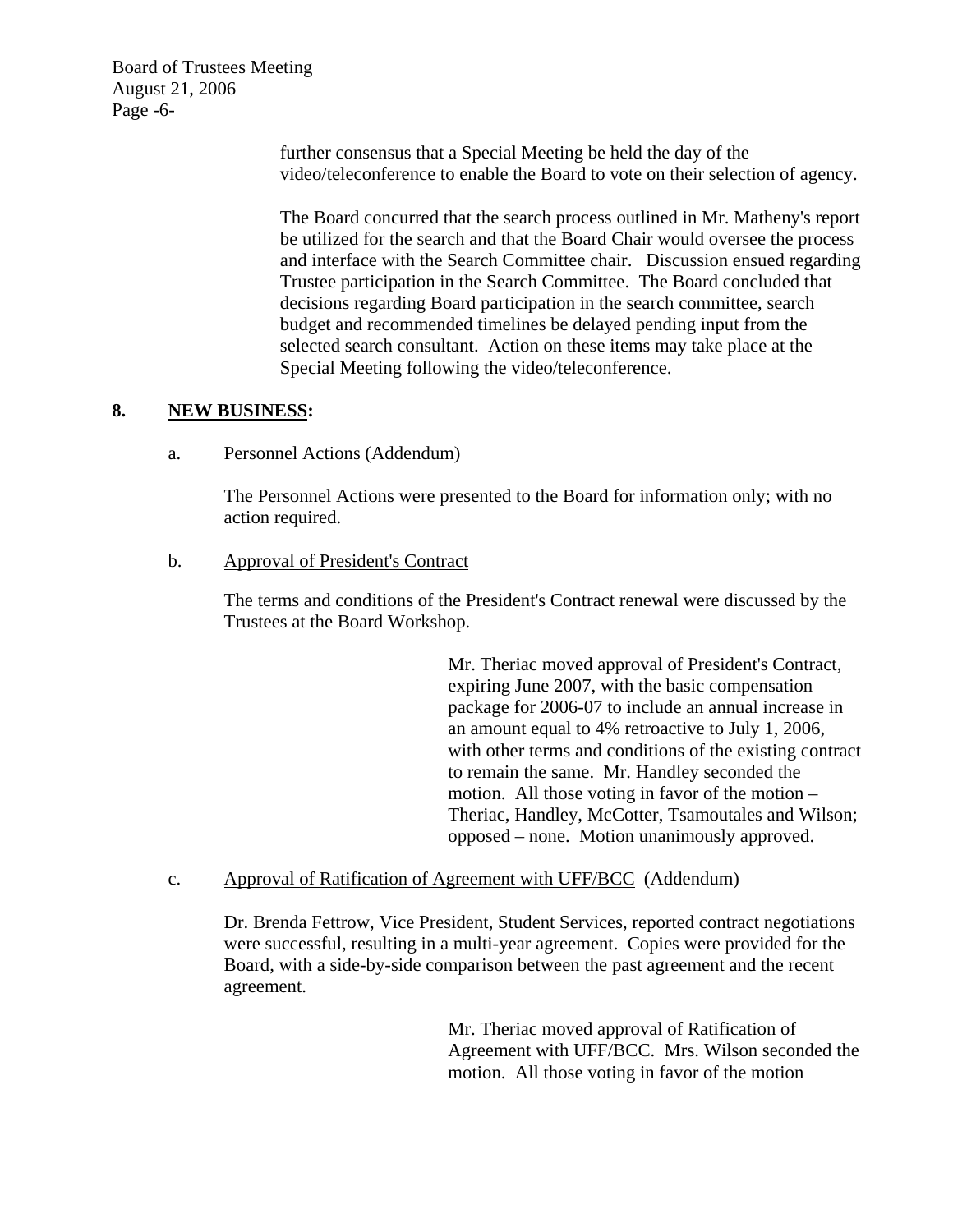further consensus that a Special Meeting be held the day of the video/teleconference to enable the Board to vote on their selection of agency.

The Board concurred that the search process outlined in Mr. Matheny's report be utilized for the search and that the Board Chair would oversee the process and interface with the Search Committee chair. Discussion ensued regarding Trustee participation in the Search Committee. The Board concluded that decisions regarding Board participation in the search committee, search budget and recommended timelines be delayed pending input from the selected search consultant. Action on these items may take place at the Special Meeting following the video/teleconference.

**8. NEW BUSINESS:**

a. Personnel Actions (Addendum)

The Personnel Actions were presented to the Board for information only; with no action required.

b. Approval of President's Contract

The terms and conditions of the President's Contract renewal were discussed by the Trustees at the Board Workshop.

Mr. Theriac moved approval of President's Contract, expiring June 2007, with the basic compensation package for 2006-07 to include an annual increase in an amount equal to 4% retroactive to July 1, 2006, with other terms and conditions of the existing contract to remain the same. Mr. Handley seconded the motion. All those voting in favor of the motion – Theriac, Handley, McCotter, Tsamoutales and Wilson; opposed – none. Motion unanimously approved.

c. Approval of Ratification of Agreement with UFF/BCC (Addendum)

Dr. Brenda Fettrow, Vice President, Student Services, reported contract negotiations were successful, resulting in a multi-year agreement. Copies were provided for the Board, with a side-by-side comparison between the past agreement and the recent agreement.

Mr. Theriac moved approval of Ratification of Agreement with UFF/BCC. Mrs. Wilson seconded the motion. All those voting in favor of the motion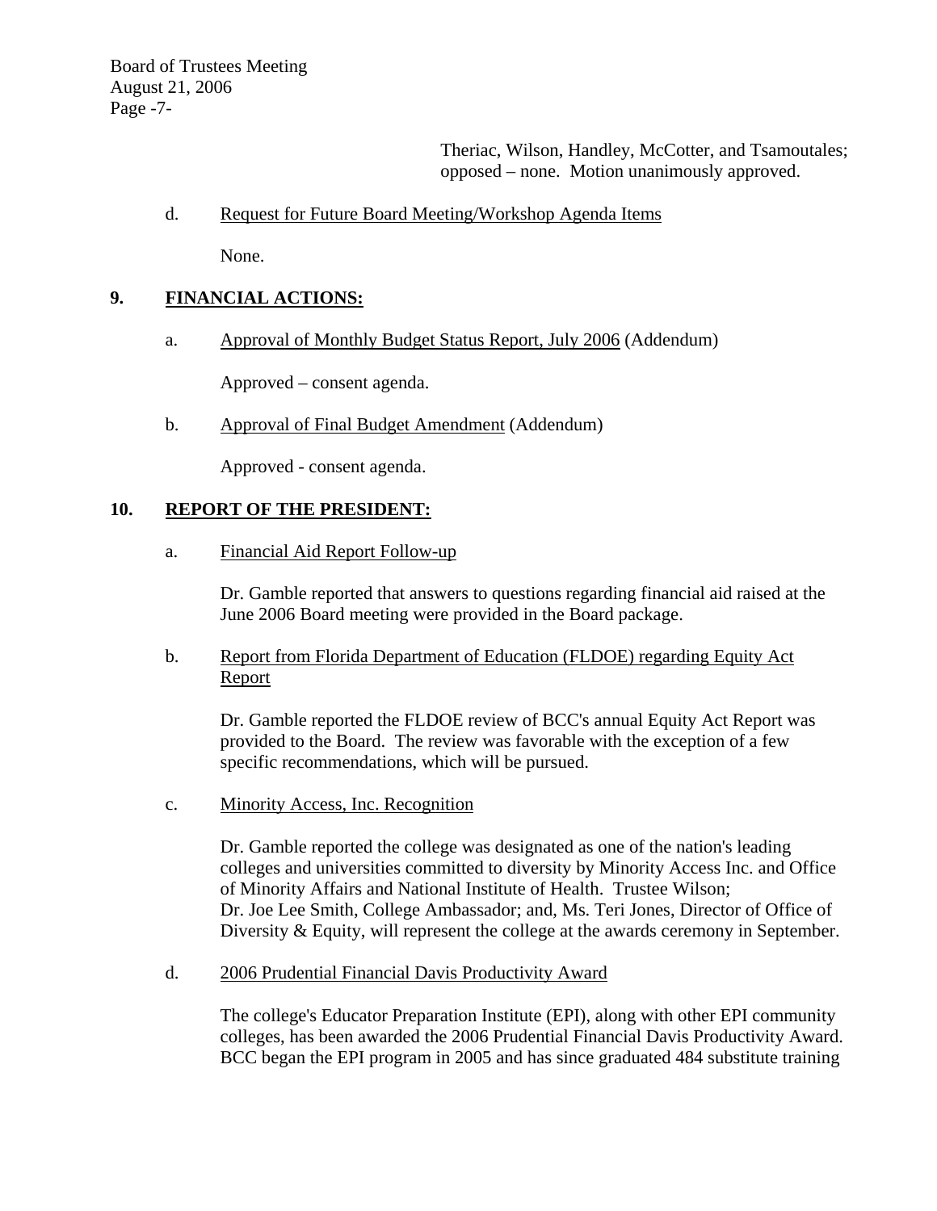Theriac, Wilson, Handley, McCotter, and Tsamoutales; opposed – none. Motion unanimously approved.

d. Request for Future Board Meeting/Workshop Agenda Items

None.

## 9. FINANCIAL ACTIONS:

a. Approval of Monthly Budget Status Report, July 2006 (Addendum)

Approved – consent agenda.

b. Approval of Final Budget Amendment (Addendum)

Approved - consent agenda.

## 10. REPORT OF THE PRESIDENT:

a. Financial Aid Report Follow-up

Dr. Gamble reported that answers to questions regarding financial aid raised at the June 2006 Board meeting were provided in the Board package.

b. Report from Florida Department of Education (FLDOE) regarding Equity Act Report

Dr. Gamble reported the FLDOE review of BCC's annual Equity Act Report was provided to the Board. The review was favorable with the exception of a few specific recommendations, which will be pursued.

c. Minority Access, Inc. Recognition

Dr. Gamble reported the college was designated as one of the nation's leading colleges and universities committed to diversity by Minority Access Inc. and Office of Minority Affairs and National Institute of Health. Trustee Wilson; Dr. Joe Lee Smith, College Ambassador; and, Ms. Teri Jones, Director of Office of Diversity & Equity, will represent the college at the awards ceremony in September.

d. 2006 Prudential Financial Davis Productivity Award

The college's Educator Preparation Institute (EPI), along with other EPI community colleges, has been awarded the 2006 Prudential Financial Davis Productivity Award. BCC began the EPI program in 2005 and has since graduated 484 substitute training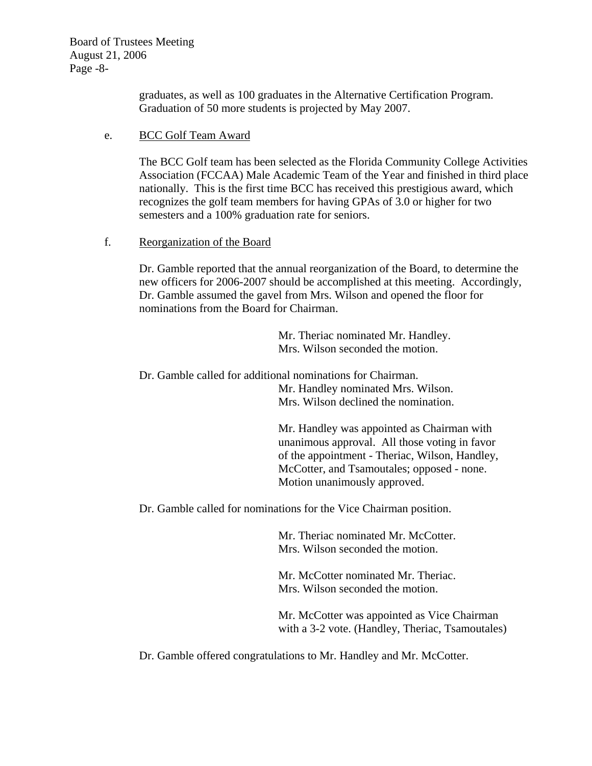graduates, as well as 100 graduates in the Alternative Certification Program. Graduation of 50 more students is projected by May 2007.

e. BCC Golf Team Award

The BCC Golf team has been selected as the Florida Community College Activities Association (FCCAA) Male Academic Team of the Year and finished in third place nationally. This is the first time BCC has received this prestigious award, which recognizes the golf team members for having GPAs of 3.0 or higher for two semesters and a 100% graduation rate for seniors.

f. Reorganization of the Board

Dr. Gamble reported that the annual reorganization of the Board, to determine the new officers for 2006-2007 should be accomplished at this meeting. Accordingly, Dr. Gamble assumed the gavel from Mrs. Wilson and opened the floor for nominations from the Board for Chairman.

Mr. Theriac nominated Mr. Handley.
Mrs. Wilson seconded the motion.

Dr. Gamble called for additional nominations for Chairman.
Mr. Handley nominated Mrs. Wilson.
Mrs. Wilson declined the nomination.

Mr. Handley was appointed as Chairman with unanimous approval. All those voting in favor of the appointment - Theriac, Wilson, Handley, McCotter, and Tsamoutales; opposed - none. Motion unanimously approved.

Dr. Gamble called for nominations for the Vice Chairman position.

Mr. Theriac nominated Mr. McCotter.
Mrs. Wilson seconded the motion.

Mr. McCotter nominated Mr. Theriac.
Mrs. Wilson seconded the motion.

Mr. McCotter was appointed as Vice Chairman with a 3-2 vote. (Handley, Theriac, Tsamoutales)

Dr. Gamble offered congratulations to Mr. Handley and Mr. McCotter.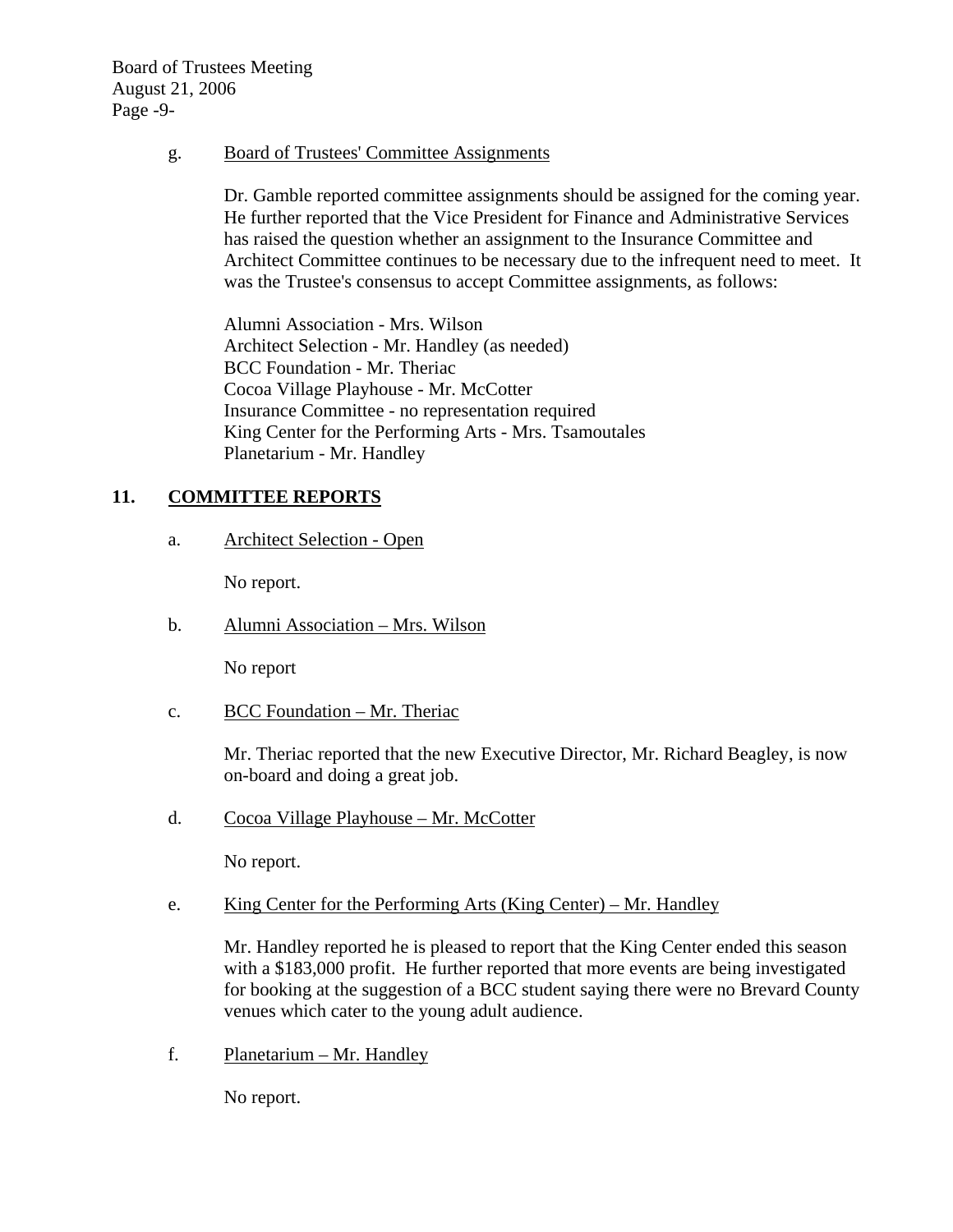g. Board of Trustees' Committee Assignments

Dr. Gamble reported committee assignments should be assigned for the coming year. He further reported that the Vice President for Finance and Administrative Services has raised the question whether an assignment to the Insurance Committee and Architect Committee continues to be necessary due to the infrequent need to meet. It was the Trustee's consensus to accept Committee assignments, as follows:

Alumni Association - Mrs. Wilson
Architect Selection - Mr. Handley (as needed)
BCC Foundation - Mr. Theriac
Cocoa Village Playhouse - Mr. McCotter
Insurance Committee - no representation required
King Center for the Performing Arts - Mrs. Tsamoutales
Planetarium - Mr. Handley

## 11. COMMITTEE REPORTS

a. Architect Selection - Open

No report.

b. Alumni Association – Mrs. Wilson

No report

c. BCC Foundation – Mr. Theriac

Mr. Theriac reported that the new Executive Director, Mr. Richard Beagley, is now on-board and doing a great job.

d. Cocoa Village Playhouse – Mr. McCotter

No report.

e. King Center for the Performing Arts (King Center) – Mr. Handley

Mr. Handley reported he is pleased to report that the King Center ended this season with a $183,000 profit. He further reported that more events are being investigated for booking at the suggestion of a BCC student saying there were no Brevard County venues which cater to the young adult audience.

f. Planetarium – Mr. Handley

No report.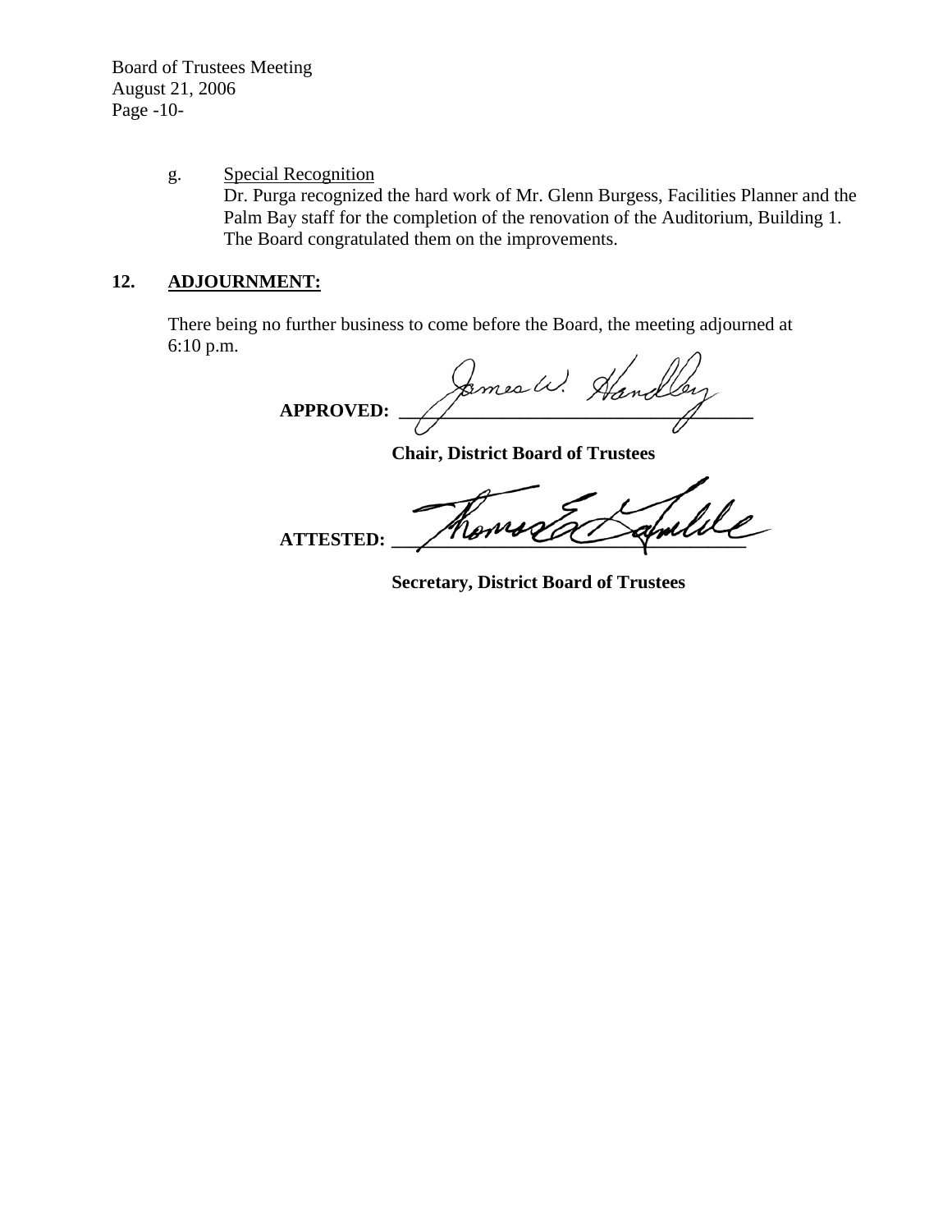g. Special Recognition

Dr. Purga recognized the hard work of Mr. Glenn Burgess, Facilities Planner and the Palm Bay staff for the completion of the renovation of the Auditorium, Building 1. The Board congratulated them on the improvements.

## 12. ADJOURNMENT:

There being no further business to come before the Board, the meeting adjourned at 6:10 p.m.

**APPROVED:** James W. Handley

**Chair, District Board of Trustees**

**ATTESTED:** Thomas E. Lamblle

**Secretary, District Board of Trustees**